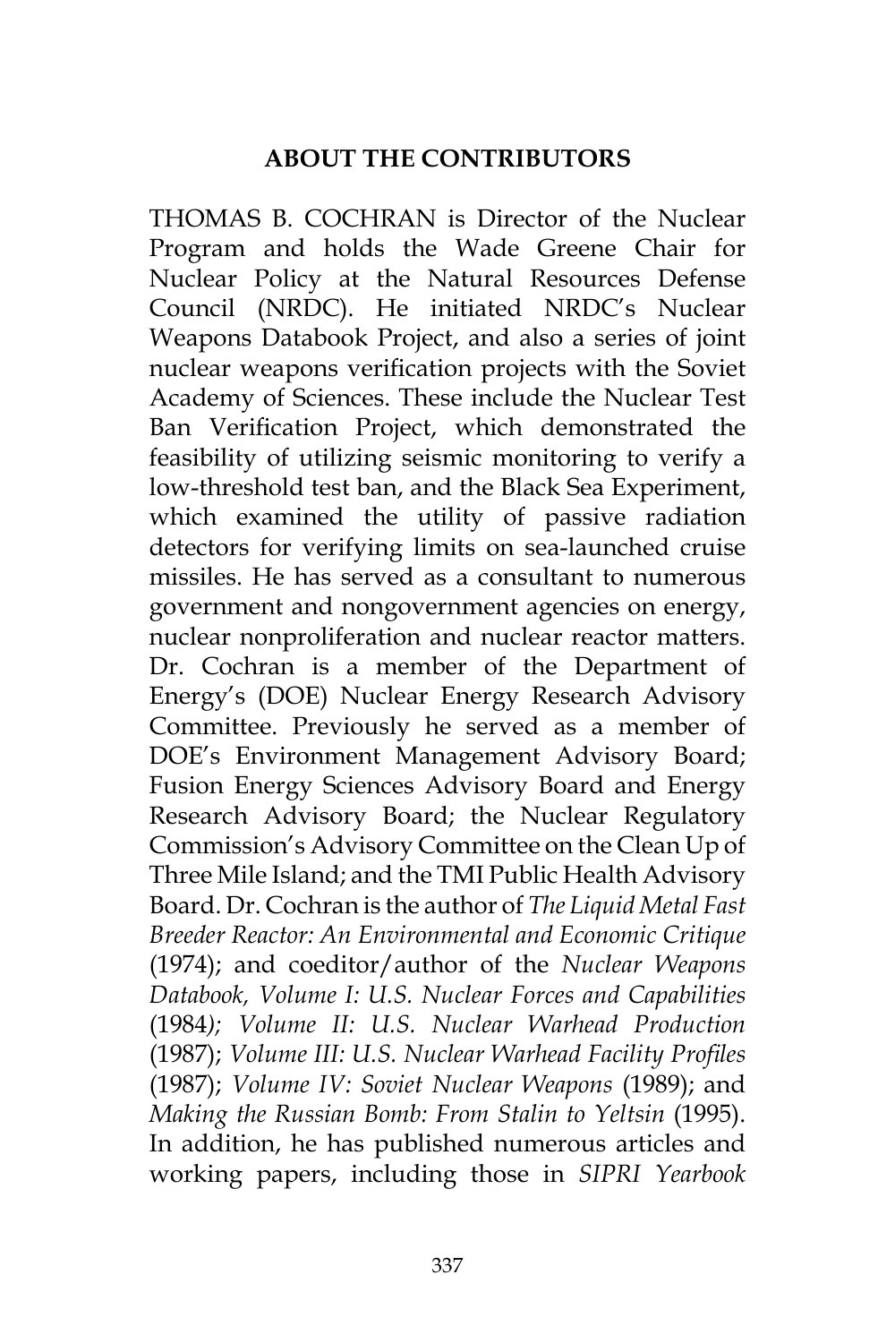# ABOUT THE CONTRIBUTORS

THOMAS B. COCHRAN is Director of the Nuclear Program and holds the Wade Greene Chair for Nuclear Policy at the Natural Resources Defense Council (NRDC). He initiated NRDC's Nuclear Weapons Databook Project, and also a series of joint nuclear weapons verification projects with the Soviet Academy of Sciences. These include the Nuclear Test Ban Verification Project, which demonstrated the feasibility of utilizing seismic monitoring to verify a low-threshold test ban, and the Black Sea Experiment, which examined the utility of passive radiation detectors for verifying limits on sea-launched cruise missiles. He has served as a consultant to numerous government and nongovernment agencies on energy, nuclear nonproliferation and nuclear reactor matters. Dr. Cochran is a member of the Department of Energy's (DOE) Nuclear Energy Research Advisory Committee. Previously he served as a member of DOE's Environment Management Advisory Board; Fusion Energy Sciences Advisory Board and Energy Research Advisory Board; the Nuclear Regulatory Commission's Advisory Committee on the Clean Up of Three Mile Island; and the TMI Public Health Advisory Board. Dr. Cochran is the author of *The Liquid Metal Fast Breeder Reactor: An Environmental and Economic Critique* (1974); and coeditor/author of the *Nuclear Weapons Databook, Volume I: U.S. Nuclear Forces and Capabilities* (1984*); Volume II: U.S. Nuclear Warhead Production* (1987); *Volume III: U.S. Nuclear Warhead Facility Profiles* (1987); *Volume IV: Soviet Nuclear Weapons* (1989); and *Making the Russian Bomb: From Stalin to Yeltsin* (1995). In addition, he has published numerous articles and working papers, including those in *SIPRI Yearbook*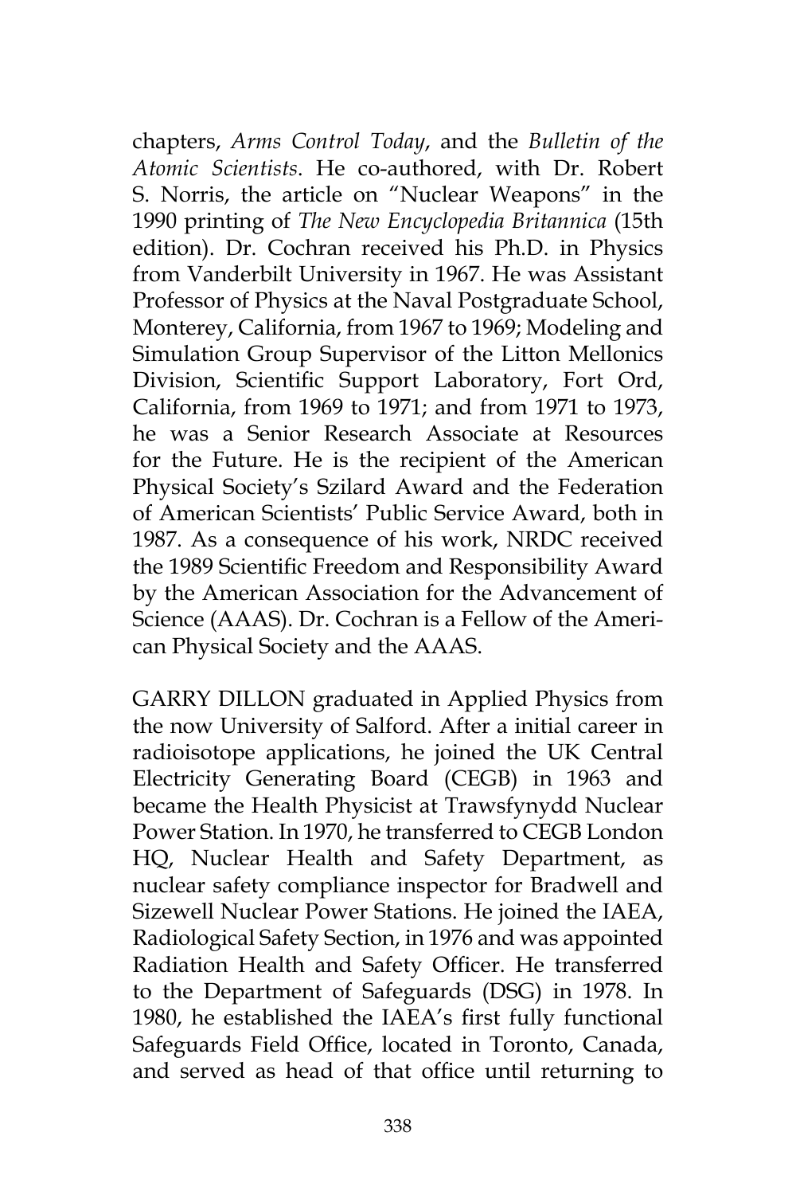chapters, *Arms Control Today*, and the *Bulletin of the Atomic Scientists*. He co-authored, with Dr. Robert S. Norris, the article on "Nuclear Weapons" in the 1990 printing of *The New Encyclopedia Britannica* (15th edition). Dr. Cochran received his Ph.D. in Physics from Vanderbilt University in 1967. He was Assistant Professor of Physics at the Naval Postgraduate School, Monterey, California, from 1967 to 1969; Modeling and Simulation Group Supervisor of the Litton Mellonics Division, Scientific Support Laboratory, Fort Ord, California, from 1969 to 1971; and from 1971 to 1973, he was a Senior Research Associate at Resources for the Future. He is the recipient of the American Physical Society's Szilard Award and the Federation of American Scientists' Public Service Award, both in 1987. As a consequence of his work, NRDC received the 1989 Scientific Freedom and Responsibility Award by the American Association for the Advancement of Science (AAAS). Dr. Cochran is a Fellow of the American Physical Society and the AAAS.

GARRY DILLON graduated in Applied Physics from the now University of Salford. After a initial career in radioisotope applications, he joined the UK Central Electricity Generating Board (CEGB) in 1963 and became the Health Physicist at Trawsfynydd Nuclear Power Station. In 1970, he transferred to CEGB London HQ, Nuclear Health and Safety Department, as nuclear safety compliance inspector for Bradwell and Sizewell Nuclear Power Stations. He joined the IAEA, Radiological Safety Section, in 1976 and was appointed Radiation Health and Safety Officer. He transferred to the Department of Safeguards (DSG) in 1978. In 1980, he established the IAEA's first fully functional Safeguards Field Office, located in Toronto, Canada, and served as head of that office until returning to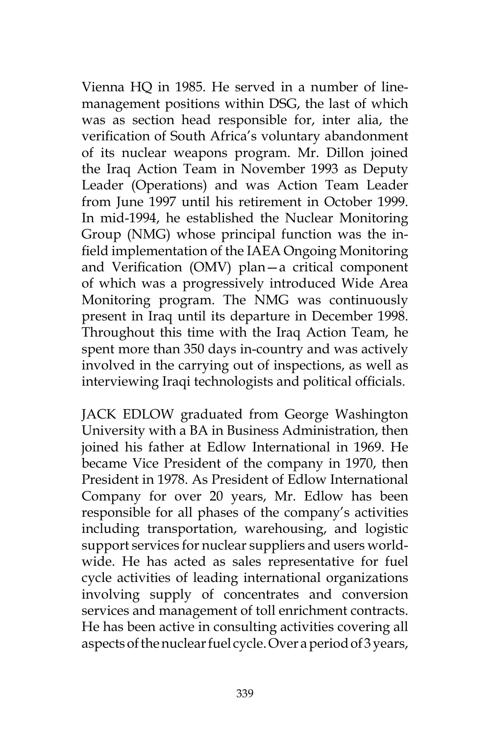Vienna HQ in 1985. He served in a number of line-management positions within DSG, the last of which was as section head responsible for, inter alia, the verification of South Africa's voluntary abandonment of its nuclear weapons program. Mr. Dillon joined the Iraq Action Team in November 1993 as Deputy Leader (Operations) and was Action Team Leader from June 1997 until his retirement in October 1999. In mid-1994, he established the Nuclear Monitoring Group (NMG) whose principal function was the in-field implementation of the IAEA Ongoing Monitoring and Verification (OMV) plan—a critical component of which was a progressively introduced Wide Area Monitoring program. The NMG was continuously present in Iraq until its departure in December 1998. Throughout this time with the Iraq Action Team, he spent more than 350 days in-country and was actively involved in the carrying out of inspections, as well as interviewing Iraqi technologists and political officials.

JACK EDLOW graduated from George Washington University with a BA in Business Administration, then joined his father at Edlow International in 1969. He became Vice President of the company in 1970, then President in 1978. As President of Edlow International Company for over 20 years, Mr. Edlow has been responsible for all phases of the company's activities including transportation, warehousing, and logistic support services for nuclear suppliers and users worldwide. He has acted as sales representative for fuel cycle activities of leading international organizations involving supply of concentrates and conversion services and management of toll enrichment contracts. He has been active in consulting activities covering all aspects of the nuclear fuel cycle. Over a period of 3 years,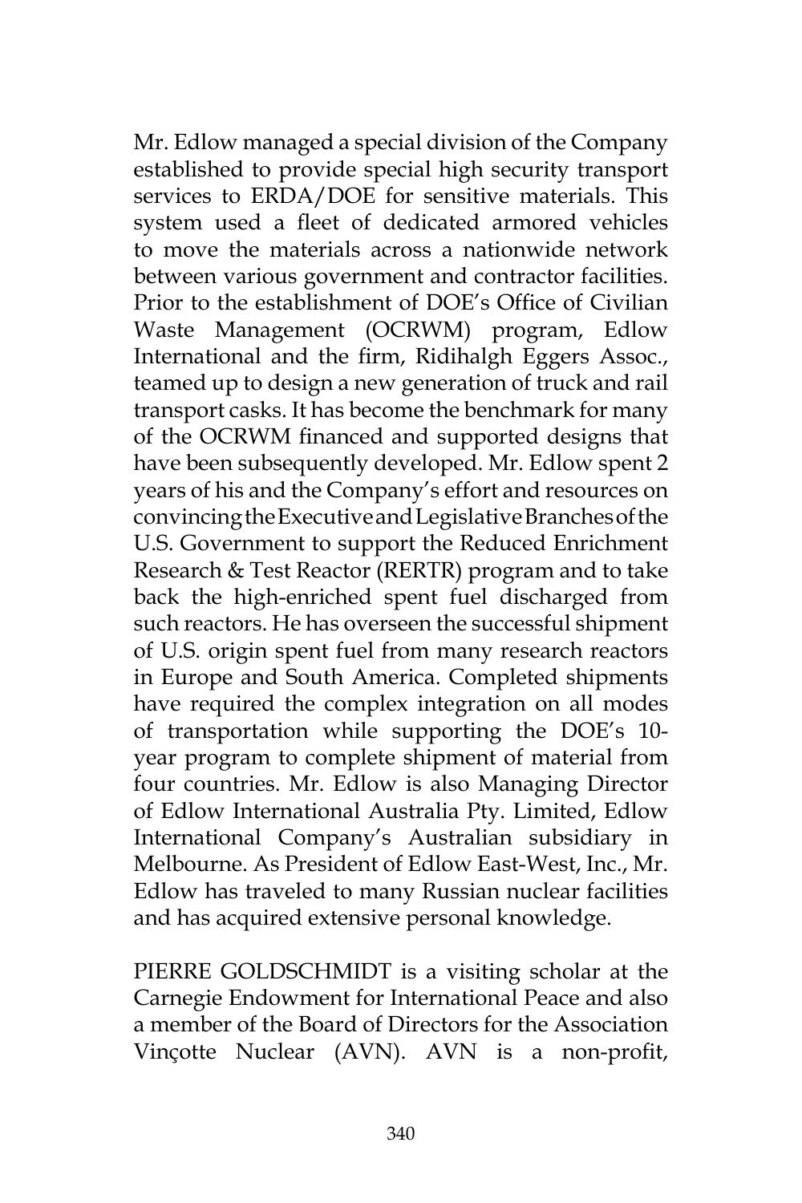Mr. Edlow managed a special division of the Company established to provide special high security transport services to ERDA/DOE for sensitive materials. This system used a fleet of dedicated armored vehicles to move the materials across a nationwide network between various government and contractor facilities. Prior to the establishment of DOE's Office of Civilian Waste Management (OCRWM) program, Edlow International and the firm, Ridihalgh Eggers Assoc., teamed up to design a new generation of truck and rail transport casks. It has become the benchmark for many of the OCRWM financed and supported designs that have been subsequently developed. Mr. Edlow spent 2 years of his and the Company's effort and resources on convincing the Executive and Legislative Branches of the U.S. Government to support the Reduced Enrichment Research & Test Reactor (RERTR) program and to take back the high-enriched spent fuel discharged from such reactors. He has overseen the successful shipment of U.S. origin spent fuel from many research reactors in Europe and South America. Completed shipments have required the complex integration on all modes of transportation while supporting the DOE's 10-year program to complete shipment of material from four countries. Mr. Edlow is also Managing Director of Edlow International Australia Pty. Limited, Edlow International Company's Australian subsidiary in Melbourne. As President of Edlow East-West, Inc., Mr. Edlow has traveled to many Russian nuclear facilities and has acquired extensive personal knowledge.

PIERRE GOLDSCHMIDT is a visiting scholar at the Carnegie Endowment for International Peace and also a member of the Board of Directors for the Association Vinçotte Nuclear (AVN). AVN is a non-profit,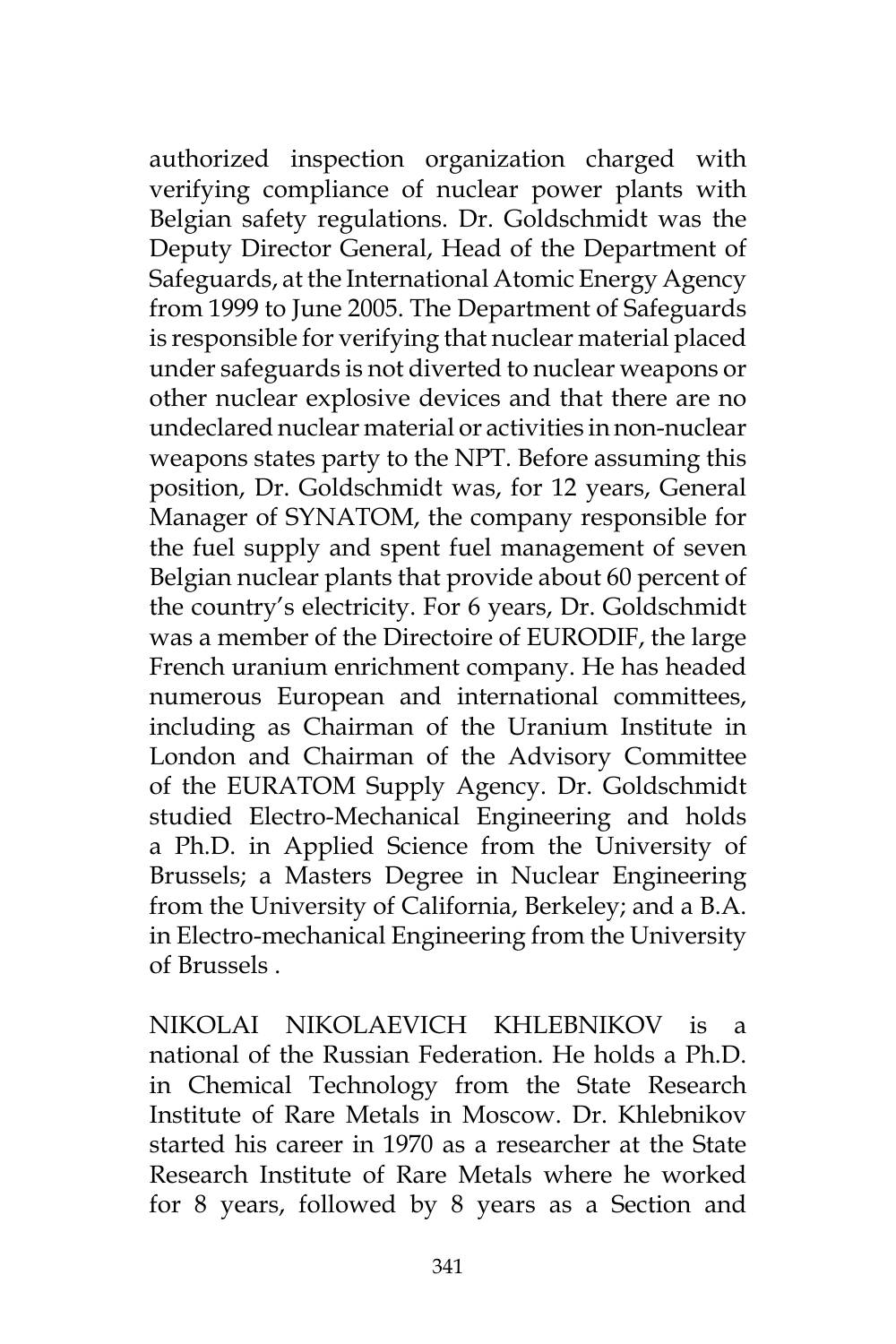authorized inspection organization charged with verifying compliance of nuclear power plants with Belgian safety regulations. Dr. Goldschmidt was the Deputy Director General, Head of the Department of Safeguards, at the International Atomic Energy Agency from 1999 to June 2005. The Department of Safeguards is responsible for verifying that nuclear material placed under safeguards is not diverted to nuclear weapons or other nuclear explosive devices and that there are no undeclared nuclear material or activities in non-nuclear weapons states party to the NPT. Before assuming this position, Dr. Goldschmidt was, for 12 years, General Manager of SYNATOM, the company responsible for the fuel supply and spent fuel management of seven Belgian nuclear plants that provide about 60 percent of the country's electricity. For 6 years, Dr. Goldschmidt was a member of the Directoire of EURODIF, the large French uranium enrichment company. He has headed numerous European and international committees, including as Chairman of the Uranium Institute in London and Chairman of the Advisory Committee of the EURATOM Supply Agency. Dr. Goldschmidt studied Electro-Mechanical Engineering and holds a Ph.D. in Applied Science from the University of Brussels; a Masters Degree in Nuclear Engineering from the University of California, Berkeley; and a B.A. in Electro-mechanical Engineering from the University of Brussels .

NIKOLAI NIKOLAEVICH KHLEBNIKOV is a national of the Russian Federation. He holds a Ph.D. in Chemical Technology from the State Research Institute of Rare Metals in Moscow. Dr. Khlebnikov started his career in 1970 as a researcher at the State Research Institute of Rare Metals where he worked for 8 years, followed by 8 years as a Section and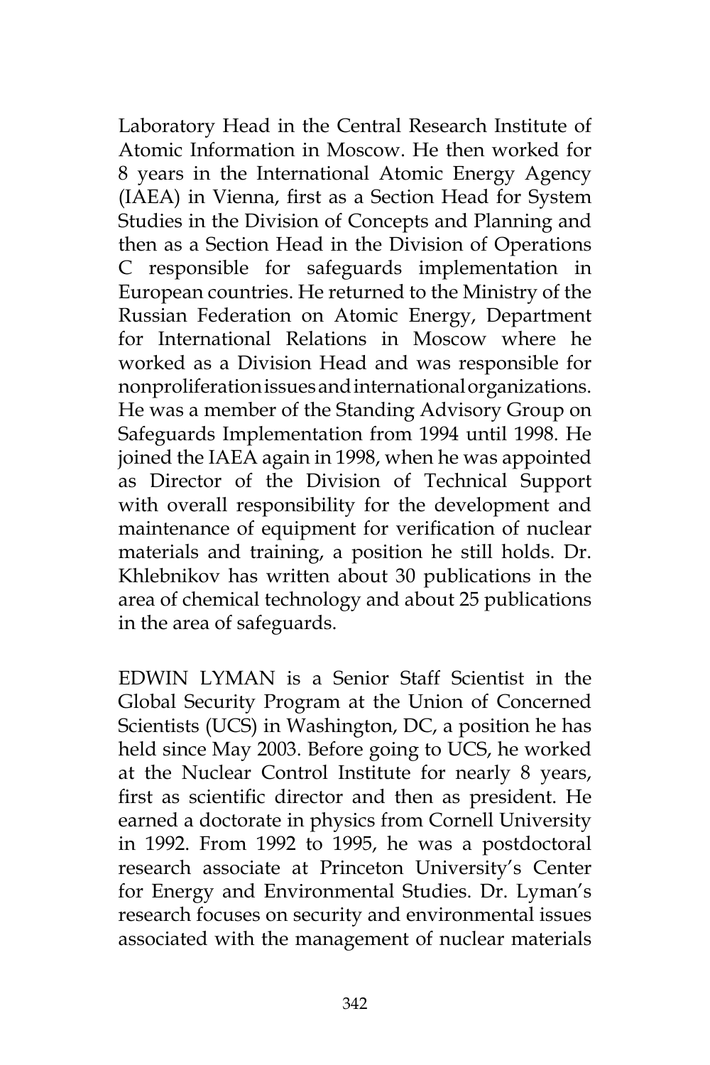Laboratory Head in the Central Research Institute of Atomic Information in Moscow. He then worked for 8 years in the International Atomic Energy Agency (IAEA) in Vienna, first as a Section Head for System Studies in the Division of Concepts and Planning and then as a Section Head in the Division of Operations C responsible for safeguards implementation in European countries. He returned to the Ministry of the Russian Federation on Atomic Energy, Department for International Relations in Moscow where he worked as a Division Head and was responsible for nonproliferation issues and international organizations. He was a member of the Standing Advisory Group on Safeguards Implementation from 1994 until 1998. He joined the IAEA again in 1998, when he was appointed as Director of the Division of Technical Support with overall responsibility for the development and maintenance of equipment for verification of nuclear materials and training, a position he still holds. Dr. Khlebnikov has written about 30 publications in the area of chemical technology and about 25 publications in the area of safeguards.

EDWIN LYMAN is a Senior Staff Scientist in the Global Security Program at the Union of Concerned Scientists (UCS) in Washington, DC, a position he has held since May 2003. Before going to UCS, he worked at the Nuclear Control Institute for nearly 8 years, first as scientific director and then as president. He earned a doctorate in physics from Cornell University in 1992. From 1992 to 1995, he was a postdoctoral research associate at Princeton University's Center for Energy and Environmental Studies. Dr. Lyman's research focuses on security and environmental issues associated with the management of nuclear materials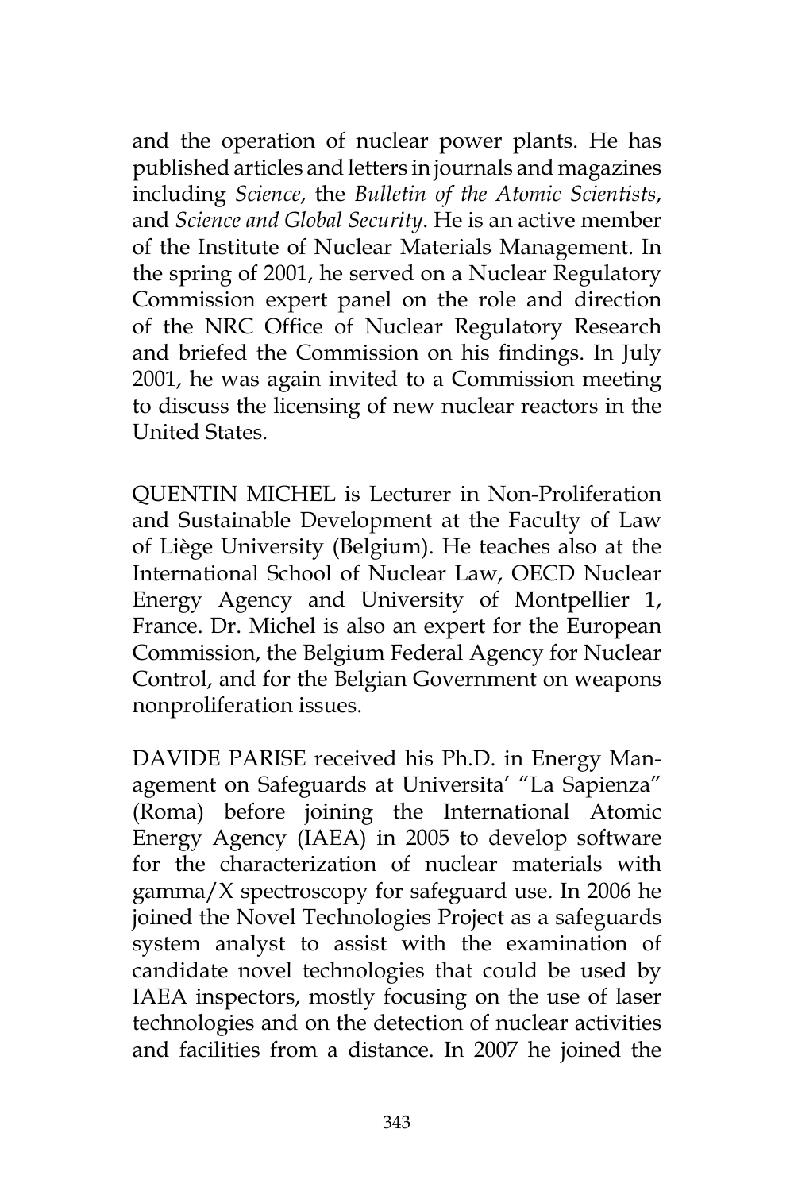and the operation of nuclear power plants. He has published articles and letters in journals and magazines including *Science*, the *Bulletin of the Atomic Scientists*, and *Science and Global Security*. He is an active member of the Institute of Nuclear Materials Management. In the spring of 2001, he served on a Nuclear Regulatory Commission expert panel on the role and direction of the NRC Office of Nuclear Regulatory Research and briefed the Commission on his findings. In July 2001, he was again invited to a Commission meeting to discuss the licensing of new nuclear reactors in the United States.

QUENTIN MICHEL is Lecturer in Non-Proliferation and Sustainable Development at the Faculty of Law of Liège University (Belgium). He teaches also at the International School of Nuclear Law, OECD Nuclear Energy Agency and University of Montpellier 1, France. Dr. Michel is also an expert for the European Commission, the Belgium Federal Agency for Nuclear Control, and for the Belgian Government on weapons nonproliferation issues.

DAVIDE PARISE received his Ph.D. in Energy Management on Safeguards at Universita' "La Sapienza" (Roma) before joining the International Atomic Energy Agency (IAEA) in 2005 to develop software for the characterization of nuclear materials with gamma/X spectroscopy for safeguard use. In 2006 he joined the Novel Technologies Project as a safeguards system analyst to assist with the examination of candidate novel technologies that could be used by IAEA inspectors, mostly focusing on the use of laser technologies and on the detection of nuclear activities and facilities from a distance. In 2007 he joined the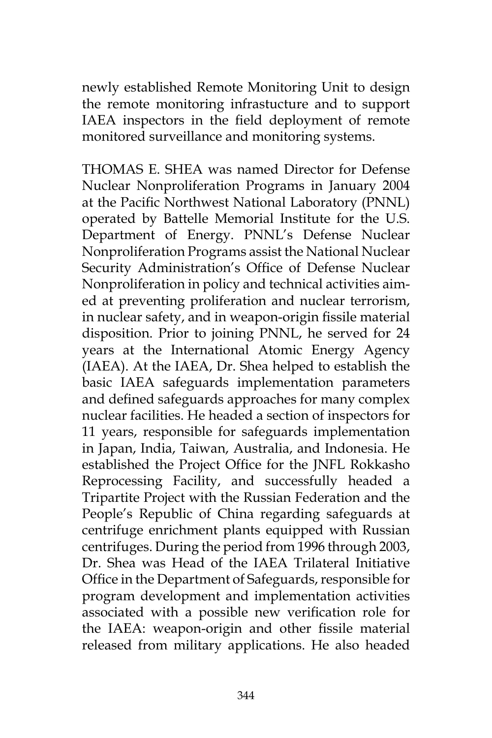newly established Remote Monitoring Unit to design the remote monitoring infrastucture and to support IAEA inspectors in the field deployment of remote monitored surveillance and monitoring systems.

THOMAS E. SHEA was named Director for Defense Nuclear Nonproliferation Programs in January 2004 at the Pacific Northwest National Laboratory (PNNL) operated by Battelle Memorial Institute for the U.S. Department of Energy. PNNL's Defense Nuclear Nonproliferation Programs assist the National Nuclear Security Administration's Office of Defense Nuclear Nonproliferation in policy and technical activities aimed at preventing proliferation and nuclear terrorism, in nuclear safety, and in weapon-origin fissile material disposition. Prior to joining PNNL, he served for 24 years at the International Atomic Energy Agency (IAEA). At the IAEA, Dr. Shea helped to establish the basic IAEA safeguards implementation parameters and defined safeguards approaches for many complex nuclear facilities. He headed a section of inspectors for 11 years, responsible for safeguards implementation in Japan, India, Taiwan, Australia, and Indonesia. He established the Project Office for the JNFL Rokkasho Reprocessing Facility, and successfully headed a Tripartite Project with the Russian Federation and the People's Republic of China regarding safeguards at centrifuge enrichment plants equipped with Russian centrifuges. During the period from 1996 through 2003, Dr. Shea was Head of the IAEA Trilateral Initiative Office in the Department of Safeguards, responsible for program development and implementation activities associated with a possible new verification role for the IAEA: weapon-origin and other fissile material released from military applications. He also headed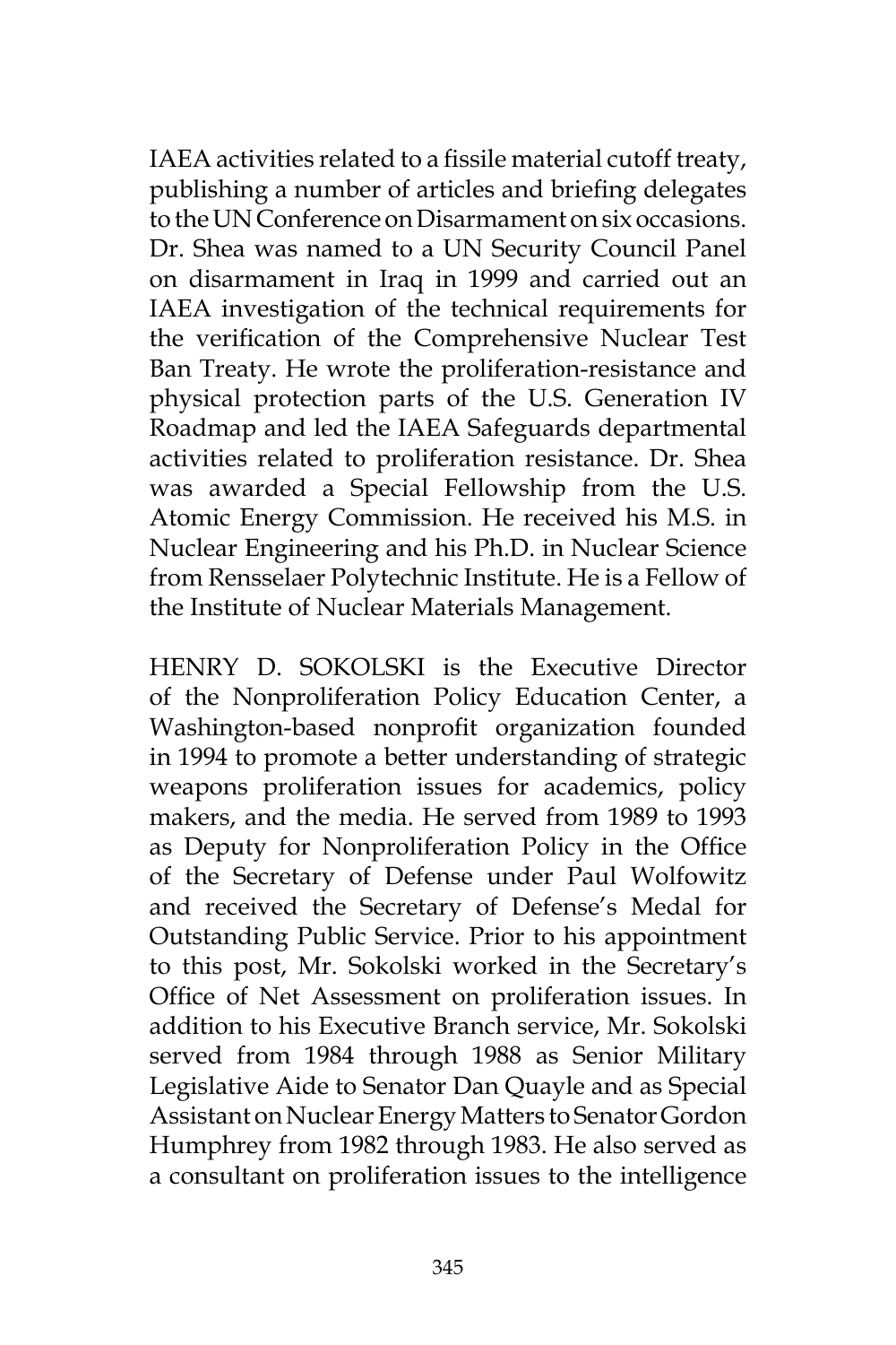IAEA activities related to a fissile material cutoff treaty, publishing a number of articles and briefing delegates to the UN Conference on Disarmament on six occasions. Dr. Shea was named to a UN Security Council Panel on disarmament in Iraq in 1999 and carried out an IAEA investigation of the technical requirements for the verification of the Comprehensive Nuclear Test Ban Treaty. He wrote the proliferation-resistance and physical protection parts of the U.S. Generation IV Roadmap and led the IAEA Safeguards departmental activities related to proliferation resistance. Dr. Shea was awarded a Special Fellowship from the U.S. Atomic Energy Commission. He received his M.S. in Nuclear Engineering and his Ph.D. in Nuclear Science from Rensselaer Polytechnic Institute. He is a Fellow of the Institute of Nuclear Materials Management.

HENRY D. SOKOLSKI is the Executive Director of the Nonproliferation Policy Education Center, a Washington-based nonprofit organization founded in 1994 to promote a better understanding of strategic weapons proliferation issues for academics, policy makers, and the media. He served from 1989 to 1993 as Deputy for Nonproliferation Policy in the Office of the Secretary of Defense under Paul Wolfowitz and received the Secretary of Defense's Medal for Outstanding Public Service. Prior to his appointment to this post, Mr. Sokolski worked in the Secretary's Office of Net Assessment on proliferation issues. In addition to his Executive Branch service, Mr. Sokolski served from 1984 through 1988 as Senior Military Legislative Aide to Senator Dan Quayle and as Special Assistant on Nuclear Energy Matters to Senator Gordon Humphrey from 1982 through 1983. He also served as a consultant on proliferation issues to the intelligence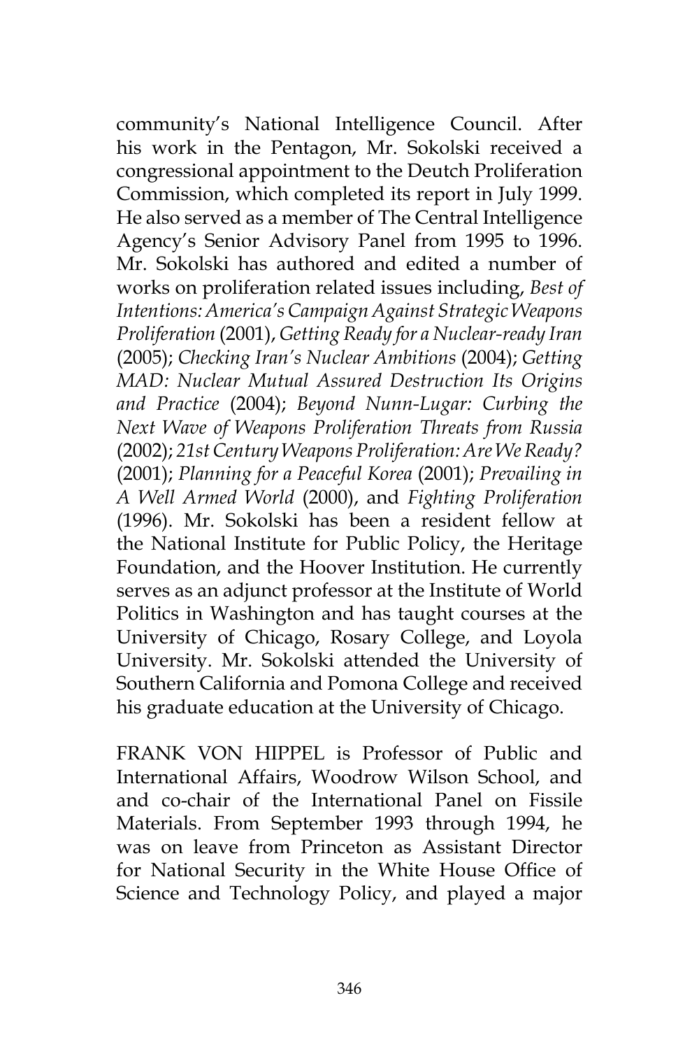community's National Intelligence Council. After his work in the Pentagon, Mr. Sokolski received a congressional appointment to the Deutch Proliferation Commission, which completed its report in July 1999. He also served as a member of The Central Intelligence Agency's Senior Advisory Panel from 1995 to 1996. Mr. Sokolski has authored and edited a number of works on proliferation related issues including, *Best of Intentions: America's Campaign Against Strategic Weapons Proliferation* (2001), *Getting Ready for a Nuclear-ready Iran* (2005); *Checking Iran's Nuclear Ambitions* (2004); *Getting MAD: Nuclear Mutual Assured Destruction Its Origins and Practice* (2004); *Beyond Nunn-Lugar: Curbing the Next Wave of Weapons Proliferation Threats from Russia* (2002); *21st Century Weapons Proliferation: Are We Ready?* (2001); *Planning for a Peaceful Korea* (2001); *Prevailing in A Well Armed World* (2000), and *Fighting Proliferation* (1996). Mr. Sokolski has been a resident fellow at the National Institute for Public Policy, the Heritage Foundation, and the Hoover Institution. He currently serves as an adjunct professor at the Institute of World Politics in Washington and has taught courses at the University of Chicago, Rosary College, and Loyola University. Mr. Sokolski attended the University of Southern California and Pomona College and received his graduate education at the University of Chicago.

FRANK VON HIPPEL is Professor of Public and International Affairs, Woodrow Wilson School, and and co-chair of the International Panel on Fissile Materials. From September 1993 through 1994, he was on leave from Princeton as Assistant Director for National Security in the White House Office of Science and Technology Policy, and played a major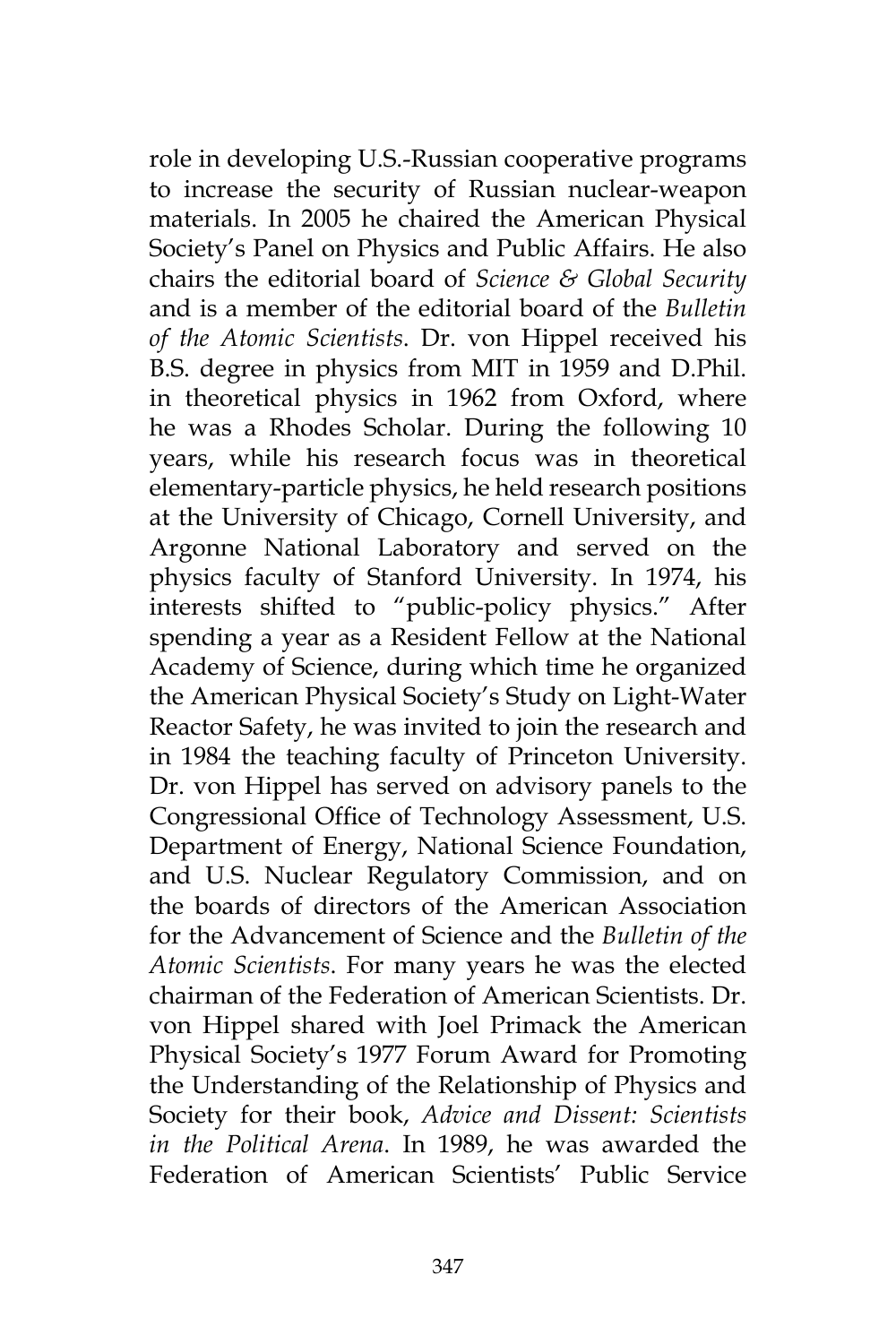role in developing U.S.-Russian cooperative programs to increase the security of Russian nuclear-weapon materials. In 2005 he chaired the American Physical Society's Panel on Physics and Public Affairs. He also chairs the editorial board of *Science & Global Security* and is a member of the editorial board of the *Bulletin of the Atomic Scientists*. Dr. von Hippel received his B.S. degree in physics from MIT in 1959 and D.Phil. in theoretical physics in 1962 from Oxford, where he was a Rhodes Scholar. During the following 10 years, while his research focus was in theoretical elementary-particle physics, he held research positions at the University of Chicago, Cornell University, and Argonne National Laboratory and served on the physics faculty of Stanford University. In 1974, his interests shifted to "public-policy physics." After spending a year as a Resident Fellow at the National Academy of Science, during which time he organized the American Physical Society's Study on Light-Water Reactor Safety, he was invited to join the research and in 1984 the teaching faculty of Princeton University. Dr. von Hippel has served on advisory panels to the Congressional Office of Technology Assessment, U.S. Department of Energy, National Science Foundation, and U.S. Nuclear Regulatory Commission, and on the boards of directors of the American Association for the Advancement of Science and the *Bulletin of the Atomic Scientists*. For many years he was the elected chairman of the Federation of American Scientists. Dr. von Hippel shared with Joel Primack the American Physical Society's 1977 Forum Award for Promoting the Understanding of the Relationship of Physics and Society for their book, *Advice and Dissent: Scientists in the Political Arena*. In 1989, he was awarded the Federation of American Scientists' Public Service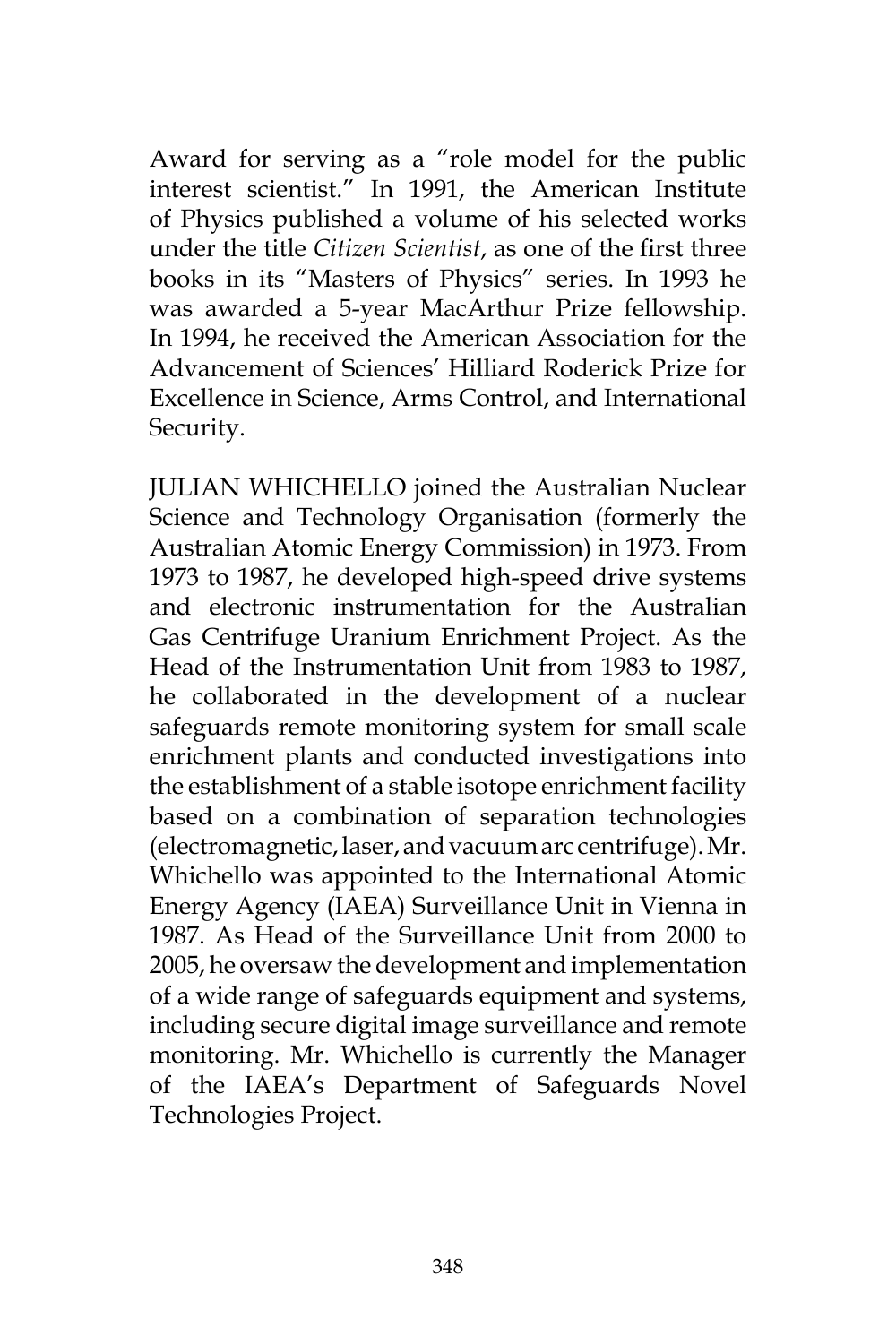Award for serving as a "role model for the public interest scientist." In 1991, the American Institute of Physics published a volume of his selected works under the title *Citizen Scientist*, as one of the first three books in its "Masters of Physics" series. In 1993 he was awarded a 5-year MacArthur Prize fellowship. In 1994, he received the American Association for the Advancement of Sciences' Hilliard Roderick Prize for Excellence in Science, Arms Control, and International Security.

JULIAN WHICHELLO joined the Australian Nuclear Science and Technology Organisation (formerly the Australian Atomic Energy Commission) in 1973. From 1973 to 1987, he developed high-speed drive systems and electronic instrumentation for the Australian Gas Centrifuge Uranium Enrichment Project. As the Head of the Instrumentation Unit from 1983 to 1987, he collaborated in the development of a nuclear safeguards remote monitoring system for small scale enrichment plants and conducted investigations into the establishment of a stable isotope enrichment facility based on a combination of separation technologies (electromagnetic, laser, and vacuum arc centrifuge). Mr. Whichello was appointed to the International Atomic Energy Agency (IAEA) Surveillance Unit in Vienna in 1987. As Head of the Surveillance Unit from 2000 to 2005, he oversaw the development and implementation of a wide range of safeguards equipment and systems, including secure digital image surveillance and remote monitoring. Mr. Whichello is currently the Manager of the IAEA's Department of Safeguards Novel Technologies Project.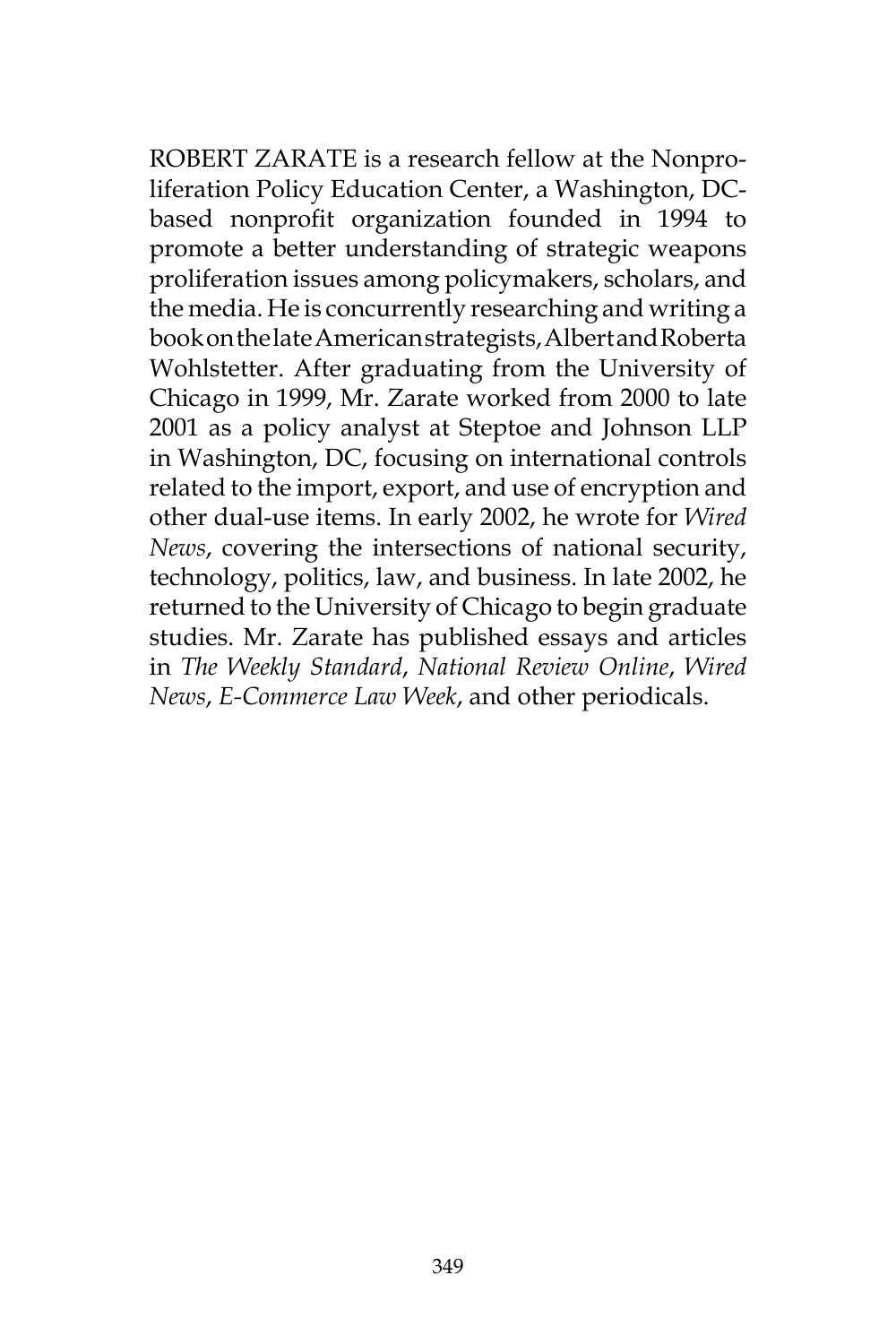ROBERT ZARATE is a research fellow at the Nonproliferation Policy Education Center, a Washington, DC-based nonprofit organization founded in 1994 to promote a better understanding of strategic weapons proliferation issues among policymakers, scholars, and the media. He is concurrently researching and writing a book on the late American strategists, Albert and Roberta Wohlstetter. After graduating from the University of Chicago in 1999, Mr. Zarate worked from 2000 to late 2001 as a policy analyst at Steptoe and Johnson LLP in Washington, DC, focusing on international controls related to the import, export, and use of encryption and other dual-use items. In early 2002, he wrote for *Wired News*, covering the intersections of national security, technology, politics, law, and business. In late 2002, he returned to the University of Chicago to begin graduate studies. Mr. Zarate has published essays and articles in *The Weekly Standard*, *National Review Online*, *Wired News*, *E-Commerce Law Week*, and other periodicals.